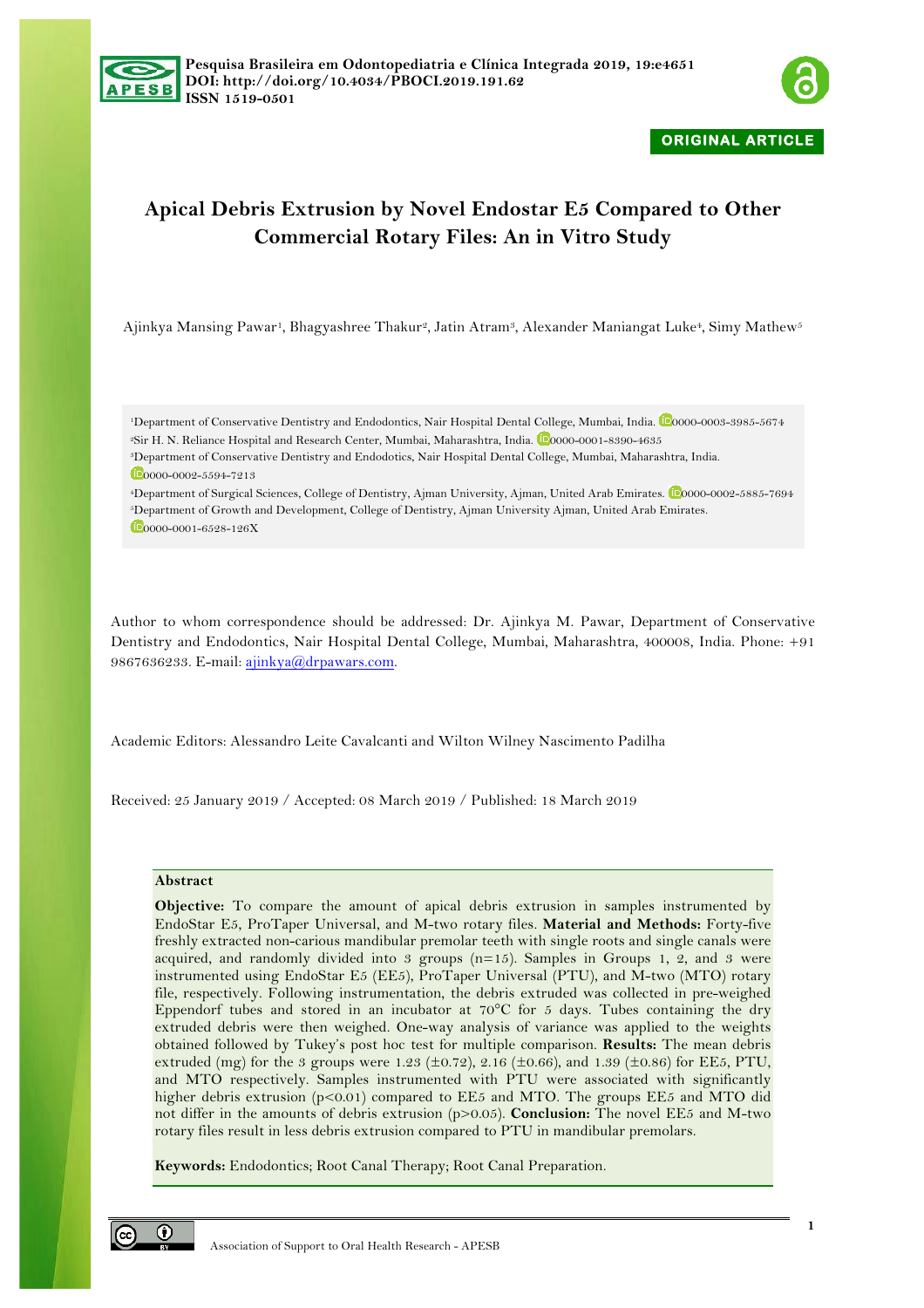Pesquisa Brasileira em Odontopediatria e Clínica Integrada 2019, 19:e4651
DOI: http://doi.org/10.4034/PBOCI.2019.191.62
ISSN 1519-0501

ORIGINAL ARTICLE

# Apical Debris Extrusion by Novel Endostar E5 Compared to Other Commercial Rotary Files: An in Vitro Study

Ajinkya Mansing Pawar[1], Bhagyashree Thakur[2], Jatin Atram[3], Alexander Maniangat Luke[4], Simy Mathew[5]

[1]Department of Conservative Dentistry and Endodontics, Nair Hospital Dental College, Mumbai, India. 0000-0003-3985-5674
[2]Sir H. N. Reliance Hospital and Research Center, Mumbai, Maharashtra, India. 0000-0001-8390-4635
[3]Department of Conservative Dentistry and Endodotics, Nair Hospital Dental College, Mumbai, Maharashtra, India. 0000-0002-5594-7213
[4]Department of Surgical Sciences, College of Dentistry, Ajman University, Ajman, United Arab Emirates. 0000-0002-5885-7694
[5]Department of Growth and Development, College of Dentistry, Ajman University Ajman, United Arab Emirates. 0000-0001-6528-126X

Author to whom correspondence should be addressed: Dr. Ajinkya M. Pawar, Department of Conservative Dentistry and Endodontics, Nair Hospital Dental College, Mumbai, Maharashtra, 400008, India. Phone: +91 9867636233. E-mail: ajinkya@drpawars.com.

Academic Editors: Alessandro Leite Cavalcanti and Wilton Wilney Nascimento Padilha

Received: 25 January 2019 / Accepted: 08 March 2019 / Published: 18 March 2019

## Abstract

**Objective:** To compare the amount of apical debris extrusion in samples instrumented by EndoStar E5, ProTaper Universal, and M-two rotary files. **Material and Methods:** Forty-five freshly extracted non-carious mandibular premolar teeth with single roots and single canals were acquired, and randomly divided into 3 groups (n=15). Samples in Groups 1, 2, and 3 were instrumented using EndoStar E5 (EE5), ProTaper Universal (PTU), and M-two (MTO) rotary file, respectively. Following instrumentation, the debris extruded was collected in pre-weighed Eppendorf tubes and stored in an incubator at 70°C for 5 days. Tubes containing the dry extruded debris were then weighed. One-way analysis of variance was applied to the weights obtained followed by Tukey's post hoc test for multiple comparison. **Results:** The mean debris extruded (mg) for the 3 groups were 1.23 (±0.72), 2.16 (±0.66), and 1.39 (±0.86) for EE5, PTU, and MTO respectively. Samples instrumented with PTU were associated with significantly higher debris extrusion ($p<0.01$) compared to EE5 and MTO. The groups EE5 and MTO did not differ in the amounts of debris extrusion ($p>0.05$). **Conclusion:** The novel EE5 and M-two rotary files result in less debris extrusion compared to PTU in mandibular premolars.

**Keywords:** Endodontics; Root Canal Therapy; Root Canal Preparation.

Association of Support to Oral Health Research - APESB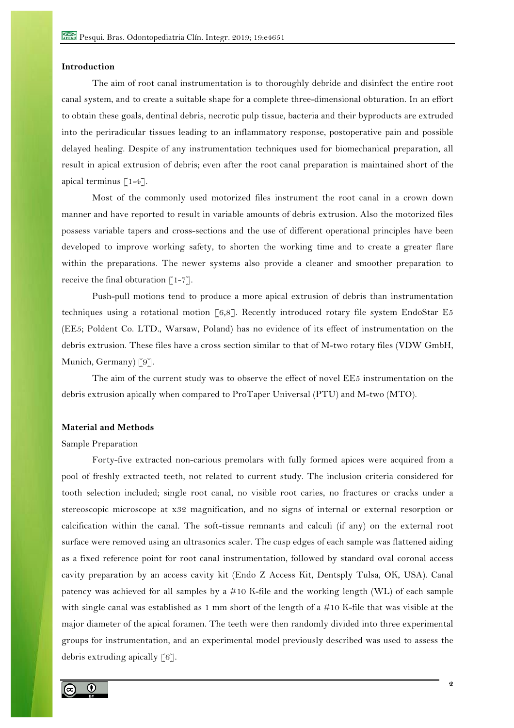## Introduction

The aim of root canal instrumentation is to thoroughly debride and disinfect the entire root canal system, and to create a suitable shape for a complete three-dimensional obturation. In an effort to obtain these goals, dentinal debris, necrotic pulp tissue, bacteria and their byproducts are extruded into the periradicular tissues leading to an inflammatory response, postoperative pain and possible delayed healing. Despite of any instrumentation techniques used for biomechanical preparation, all result in apical extrusion of debris; even after the root canal preparation is maintained short of the apical terminus [1-4].

Most of the commonly used motorized files instrument the root canal in a crown down manner and have reported to result in variable amounts of debris extrusion. Also the motorized files possess variable tapers and cross-sections and the use of different operational principles have been developed to improve working safety, to shorten the working time and to create a greater flare within the preparations. The newer systems also provide a cleaner and smoother preparation to receive the final obturation [1-7].

Push-pull motions tend to produce a more apical extrusion of debris than instrumentation techniques using a rotational motion [6,8]. Recently introduced rotary file system EndoStar E5 (EE5; Poldent Co. LTD., Warsaw, Poland) has no evidence of its effect of instrumentation on the debris extrusion. These files have a cross section similar to that of M-two rotary files (VDW GmbH, Munich, Germany) [9].

The aim of the current study was to observe the effect of novel EE5 instrumentation on the debris extrusion apically when compared to ProTaper Universal (PTU) and M-two (MTO).

## Material and Methods

### Sample Preparation

Forty-five extracted non-carious premolars with fully formed apices were acquired from a pool of freshly extracted teeth, not related to current study. The inclusion criteria considered for tooth selection included; single root canal, no visible root caries, no fractures or cracks under a stereoscopic microscope at x32 magnification, and no signs of internal or external resorption or calcification within the canal. The soft-tissue remnants and calculi (if any) on the external root surface were removed using an ultrasonics scaler. The cusp edges of each sample was flattened aiding as a fixed reference point for root canal instrumentation, followed by standard oval coronal access cavity preparation by an access cavity kit (Endo Z Access Kit, Dentsply Tulsa, OK, USA). Canal patency was achieved for all samples by a #10 K-file and the working length (WL) of each sample with single canal was established as 1 mm short of the length of a #10 K-file that was visible at the major diameter of the apical foramen. The teeth were then randomly divided into three experimental groups for instrumentation, and an experimental model previously described was used to assess the debris extruding apically [6].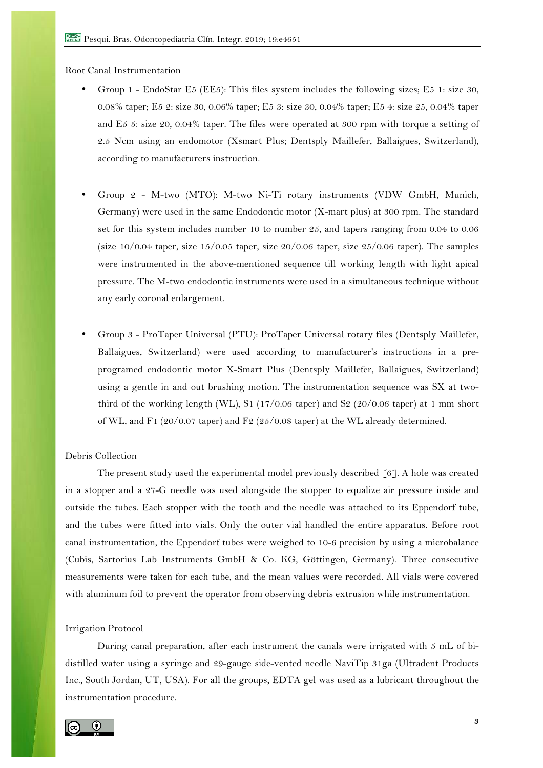Root Canal Instrumentation

- Group 1 - EndoStar E5 (EE5): This files system includes the following sizes; E5 1: size 30, 0.08% taper; E5 2: size 30, 0.06% taper; E5 3: size 30, 0.04% taper; E5 4: size 25, 0.04% taper and E5 5: size 20, 0.04% taper. The files were operated at 300 rpm with torque a setting of 2.5 Ncm using an endomotor (Xsmart Plus; Dentsply Maillefer, Ballaigues, Switzerland), according to manufacturers instruction.

- Group 2 - M-two (MTO): M-two Ni-Ti rotary instruments (VDW GmbH, Munich, Germany) were used in the same Endodontic motor (X-mart plus) at 300 rpm. The standard set for this system includes number 10 to number 25, and tapers ranging from 0.04 to 0.06 (size 10/0.04 taper, size 15/0.05 taper, size 20/0.06 taper, size 25/0.06 taper). The samples were instrumented in the above-mentioned sequence till working length with light apical pressure. The M-two endodontic instruments were used in a simultaneous technique without any early coronal enlargement.

- Group 3 - ProTaper Universal (PTU): ProTaper Universal rotary files (Dentsply Maillefer, Ballaigues, Switzerland) were used according to manufacturer's instructions in a pre-programed endodontic motor X-Smart Plus (Dentsply Maillefer, Ballaigues, Switzerland) using a gentle in and out brushing motion. The instrumentation sequence was SX at two-third of the working length (WL), S1 (17/0.06 taper) and S2 (20/0.06 taper) at 1 mm short of WL, and F1 (20/0.07 taper) and F2 (25/0.08 taper) at the WL already determined.

Debris Collection

The present study used the experimental model previously described [6]. A hole was created in a stopper and a 27-G needle was used alongside the stopper to equalize air pressure inside and outside the tubes. Each stopper with the tooth and the needle was attached to its Eppendorf tube, and the tubes were fitted into vials. Only the outer vial handled the entire apparatus. Before root canal instrumentation, the Eppendorf tubes were weighed to 10-6 precision by using a microbalance (Cubis, Sartorius Lab Instruments GmbH & Co. KG, Göttingen, Germany). Three consecutive measurements were taken for each tube, and the mean values were recorded. All vials were covered with aluminum foil to prevent the operator from observing debris extrusion while instrumentation.

Irrigation Protocol

During canal preparation, after each instrument the canals were irrigated with 5 mL of bi-distilled water using a syringe and 29-gauge side-vented needle NaviTip 31ga (Ultradent Products Inc., South Jordan, UT, USA). For all the groups, EDTA gel was used as a lubricant throughout the instrumentation procedure.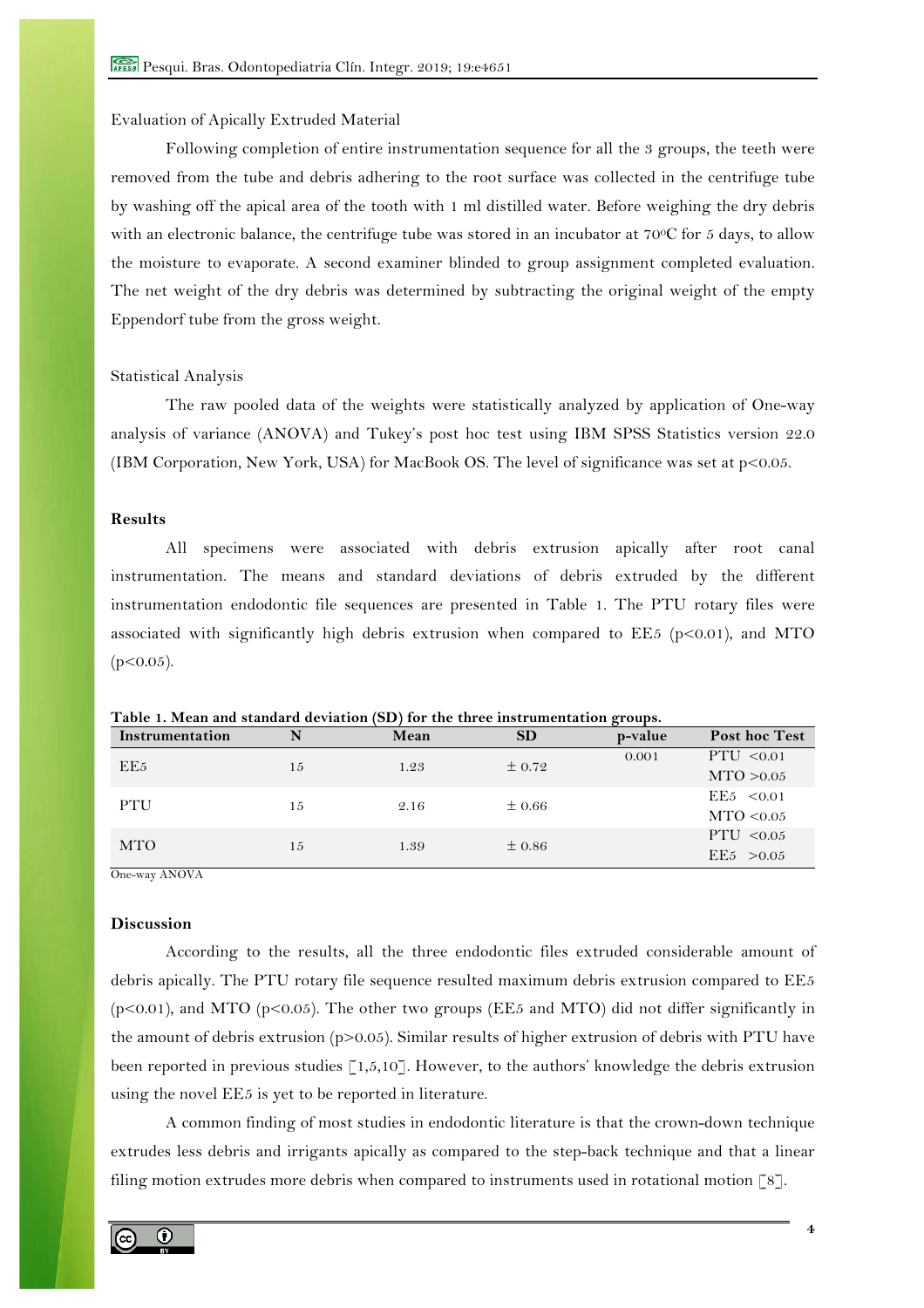Evaluation of Apically Extruded Material

Following completion of entire instrumentation sequence for all the 3 groups, the teeth were removed from the tube and debris adhering to the root surface was collected in the centrifuge tube by washing off the apical area of the tooth with 1 ml distilled water. Before weighing the dry debris with an electronic balance, the centrifuge tube was stored in an incubator at 70$^{0}$C for 5 days, to allow the moisture to evaporate. A second examiner blinded to group assignment completed evaluation. The net weight of the dry debris was determined by subtracting the original weight of the empty Eppendorf tube from the gross weight.

Statistical Analysis

The raw pooled data of the weights were statistically analyzed by application of One-way analysis of variance (ANOVA) and Tukey's post hoc test using IBM SPSS Statistics version 22.0 (IBM Corporation, New York, USA) for MacBook OS. The level of significance was set at $p<0.05$.

## Results

All specimens were associated with debris extrusion apically after root canal instrumentation. The means and standard deviations of debris extruded by the different instrumentation endodontic file sequences are presented in Table 1. The PTU rotary files were associated with significantly high debris extrusion when compared to EE5 ($p<0.01$), and MTO ($p<0.05$).

**Table 1. Mean and standard deviation (SD) for the three instrumentation groups.**

| Instrumentation | N | Mean | SD | p-value | Post hoc Test |
|---|---|---|---|---|---|
| EE5 | 15 | 1.23 | ± 0.72 | 0.001 | PTU <0.01<br>MTO >0.05 |
| PTU | 15 | 2.16 | ± 0.66 | | EE5 <0.01<br>MTO <0.05 |
| MTO | 15 | 1.39 | ± 0.86 | | PTU <0.05<br>EE5 >0.05 |

One-way ANOVA

## Discussion

According to the results, all the three endodontic files extruded considerable amount of debris apically. The PTU rotary file sequence resulted maximum debris extrusion compared to EE5 ($p<0.01$), and MTO ($p<0.05$). The other two groups (EE5 and MTO) did not differ significantly in the amount of debris extrusion ($p>0.05$). Similar results of higher extrusion of debris with PTU have been reported in previous studies [1,5,10]. However, to the authors' knowledge the debris extrusion using the novel EE5 is yet to be reported in literature.

A common finding of most studies in endodontic literature is that the crown-down technique extrudes less debris and irrigants apically as compared to the step-back technique and that a linear filing motion extrudes more debris when compared to instruments used in rotational motion [8].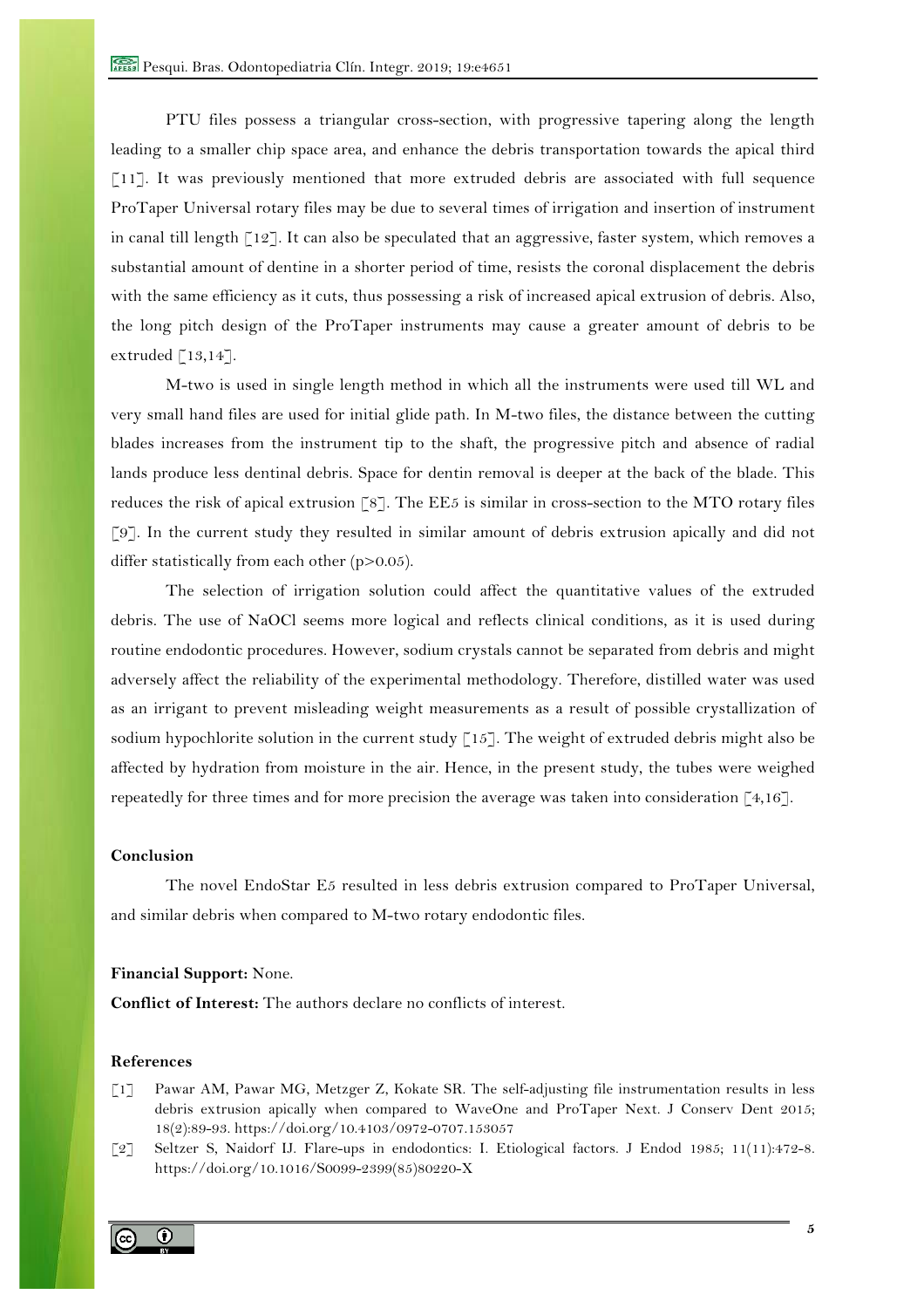PTU files possess a triangular cross-section, with progressive tapering along the length leading to a smaller chip space area, and enhance the debris transportation towards the apical third [11]. It was previously mentioned that more extruded debris are associated with full sequence ProTaper Universal rotary files may be due to several times of irrigation and insertion of instrument in canal till length [12]. It can also be speculated that an aggressive, faster system, which removes a substantial amount of dentine in a shorter period of time, resists the coronal displacement the debris with the same efficiency as it cuts, thus possessing a risk of increased apical extrusion of debris. Also, the long pitch design of the ProTaper instruments may cause a greater amount of debris to be extruded [13,14].

M-two is used in single length method in which all the instruments were used till WL and very small hand files are used for initial glide path. In M-two files, the distance between the cutting blades increases from the instrument tip to the shaft, the progressive pitch and absence of radial lands produce less dentinal debris. Space for dentin removal is deeper at the back of the blade. This reduces the risk of apical extrusion [8]. The EE5 is similar in cross-section to the MTO rotary files [9]. In the current study they resulted in similar amount of debris extrusion apically and did not differ statistically from each other ($p>0.05$).

The selection of irrigation solution could affect the quantitative values of the extruded debris. The use of NaOCl seems more logical and reflects clinical conditions, as it is used during routine endodontic procedures. However, sodium crystals cannot be separated from debris and might adversely affect the reliability of the experimental methodology. Therefore, distilled water was used as an irrigant to prevent misleading weight measurements as a result of possible crystallization of sodium hypochlorite solution in the current study [15]. The weight of extruded debris might also be affected by hydration from moisture in the air. Hence, in the present study, the tubes were weighed repeatedly for three times and for more precision the average was taken into consideration [4,16].

## Conclusion

The novel EndoStar E5 resulted in less debris extrusion compared to ProTaper Universal, and similar debris when compared to M-two rotary endodontic files.

**Financial Support:** None.

**Conflict of Interest:** The authors declare no conflicts of interest.

## References

[1] Pawar AM, Pawar MG, Metzger Z, Kokate SR. The self-adjusting file instrumentation results in less debris extrusion apically when compared to WaveOne and ProTaper Next. J Conserv Dent 2015; 18(2):89-93. https://doi.org/10.4103/0972-0707.153057

[2] Seltzer S, Naidorf IJ. Flare-ups in endodontics: I. Etiological factors. J Endod 1985; 11(11):472-8. https://doi.org/10.1016/S0099-2399(85)80220-X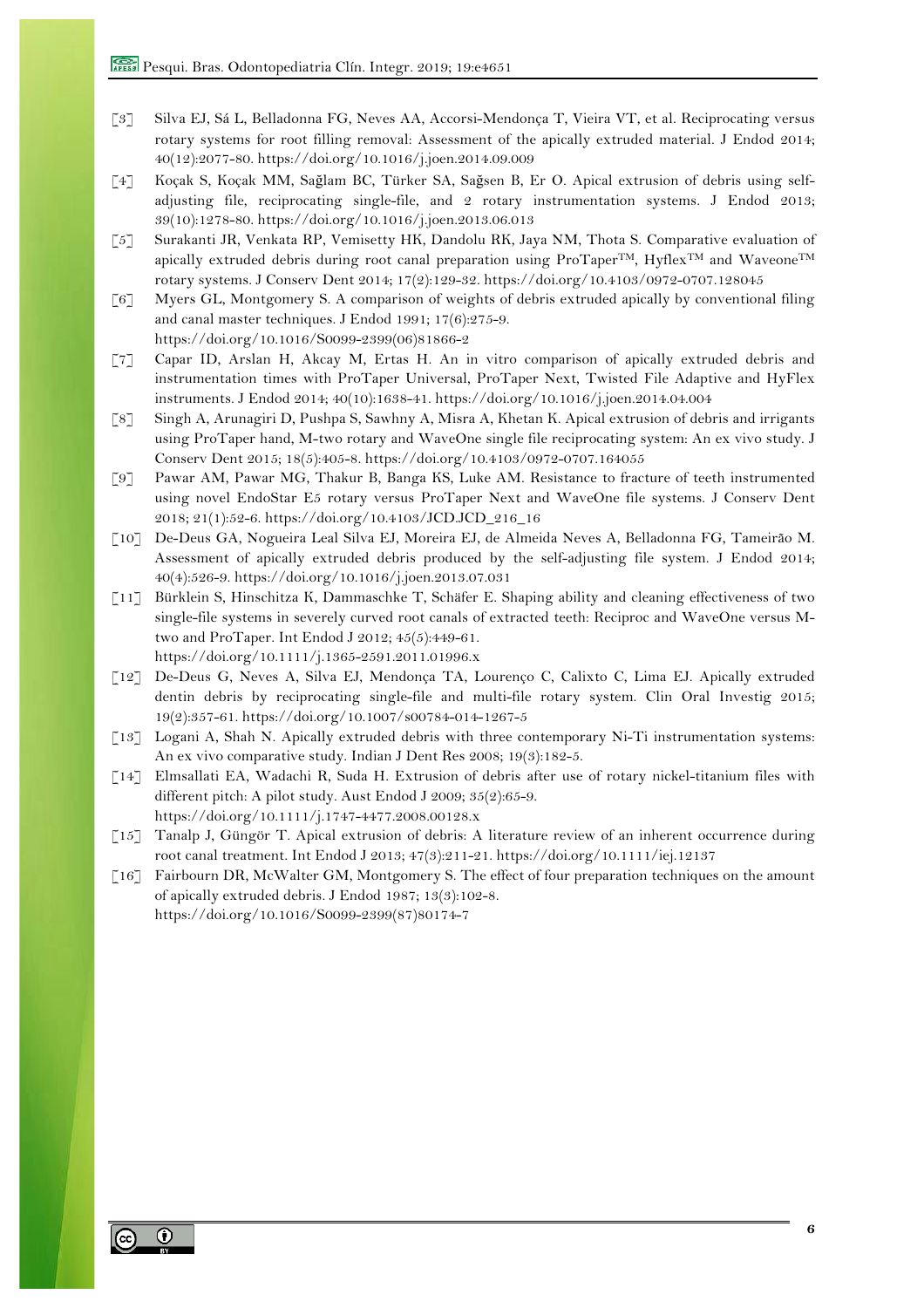[3] Silva EJ, Sá L, Belladonna FG, Neves AA, Accorsi-Mendonça T, Vieira VT, et al. Reciprocating versus rotary systems for root filling removal: Assessment of the apically extruded material. J Endod 2014; 40(12):2077-80. https://doi.org/10.1016/j.joen.2014.09.009

[4] Koçak S, Koçak MM, Sağlam BC, Türker SA, Sağsen B, Er O. Apical extrusion of debris using self-adjusting file, reciprocating single-file, and 2 rotary instrumentation systems. J Endod 2013; 39(10):1278-80. https://doi.org/10.1016/j.joen.2013.06.013

[5] Surakanti JR, Venkata RP, Vemisetty HK, Dandolu RK, Jaya NM, Thota S. Comparative evaluation of apically extruded debris during root canal preparation using ProTaper™, Hyflex™ and Waveone™ rotary systems. J Conserv Dent 2014; 17(2):129-32. https://doi.org/10.4103/0972-0707.128045

[6] Myers GL, Montgomery S. A comparison of weights of debris extruded apically by conventional filing and canal master techniques. J Endod 1991; 17(6):275-9. https://doi.org/10.1016/S0099-2399(06)81866-2

[7] Capar ID, Arslan H, Akcay M, Ertas H. An in vitro comparison of apically extruded debris and instrumentation times with ProTaper Universal, ProTaper Next, Twisted File Adaptive and HyFlex instruments. J Endod 2014; 40(10):1638-41. https://doi.org/10.1016/j.joen.2014.04.004

[8] Singh A, Arunagiri D, Pushpa S, Sawhny A, Misra A, Khetan K. Apical extrusion of debris and irrigants using ProTaper hand, M-two rotary and WaveOne single file reciprocating system: An ex vivo study. J Conserv Dent 2015; 18(5):405-8. https://doi.org/10.4103/0972-0707.164055

[9] Pawar AM, Pawar MG, Thakur B, Banga KS, Luke AM. Resistance to fracture of teeth instrumented using novel EndoStar E5 rotary versus ProTaper Next and WaveOne file systems. J Conserv Dent 2018; 21(1):52-6. https://doi.org/10.4103/JCD.JCD_216_16

[10] De-Deus GA, Nogueira Leal Silva EJ, Moreira EJ, de Almeida Neves A, Belladonna FG, Tameirão M. Assessment of apically extruded debris produced by the self-adjusting file system. J Endod 2014; 40(4):526-9. https://doi.org/10.1016/j.joen.2013.07.031

[11] Bürklein S, Hinschitza K, Dammaschke T, Schäfer E. Shaping ability and cleaning effectiveness of two single-file systems in severely curved root canals of extracted teeth: Reciproc and WaveOne versus M-two and ProTaper. Int Endod J 2012; 45(5):449-61. https://doi.org/10.1111/j.1365-2591.2011.01996.x

[12] De-Deus G, Neves A, Silva EJ, Mendonça TA, Lourenço C, Calixto C, Lima EJ. Apically extruded dentin debris by reciprocating single-file and multi-file rotary system. Clin Oral Investig 2015; 19(2):357-61. https://doi.org/10.1007/s00784-014-1267-5

[13] Logani A, Shah N. Apically extruded debris with three contemporary Ni-Ti instrumentation systems: An ex vivo comparative study. Indian J Dent Res 2008; 19(3):182-5.

[14] Elmsallati EA, Wadachi R, Suda H. Extrusion of debris after use of rotary nickel-titanium files with different pitch: A pilot study. Aust Endod J 2009; 35(2):65-9. https://doi.org/10.1111/j.1747-4477.2008.00128.x

[15] Tanalp J, Güngör T. Apical extrusion of debris: A literature review of an inherent occurrence during root canal treatment. Int Endod J 2013; 47(3):211-21. https://doi.org/10.1111/iej.12137

[16] Fairbourn DR, McWalter GM, Montgomery S. The effect of four preparation techniques on the amount of apically extruded debris. J Endod 1987; 13(3):102-8. https://doi.org/10.1016/S0099-2399(87)80174-7